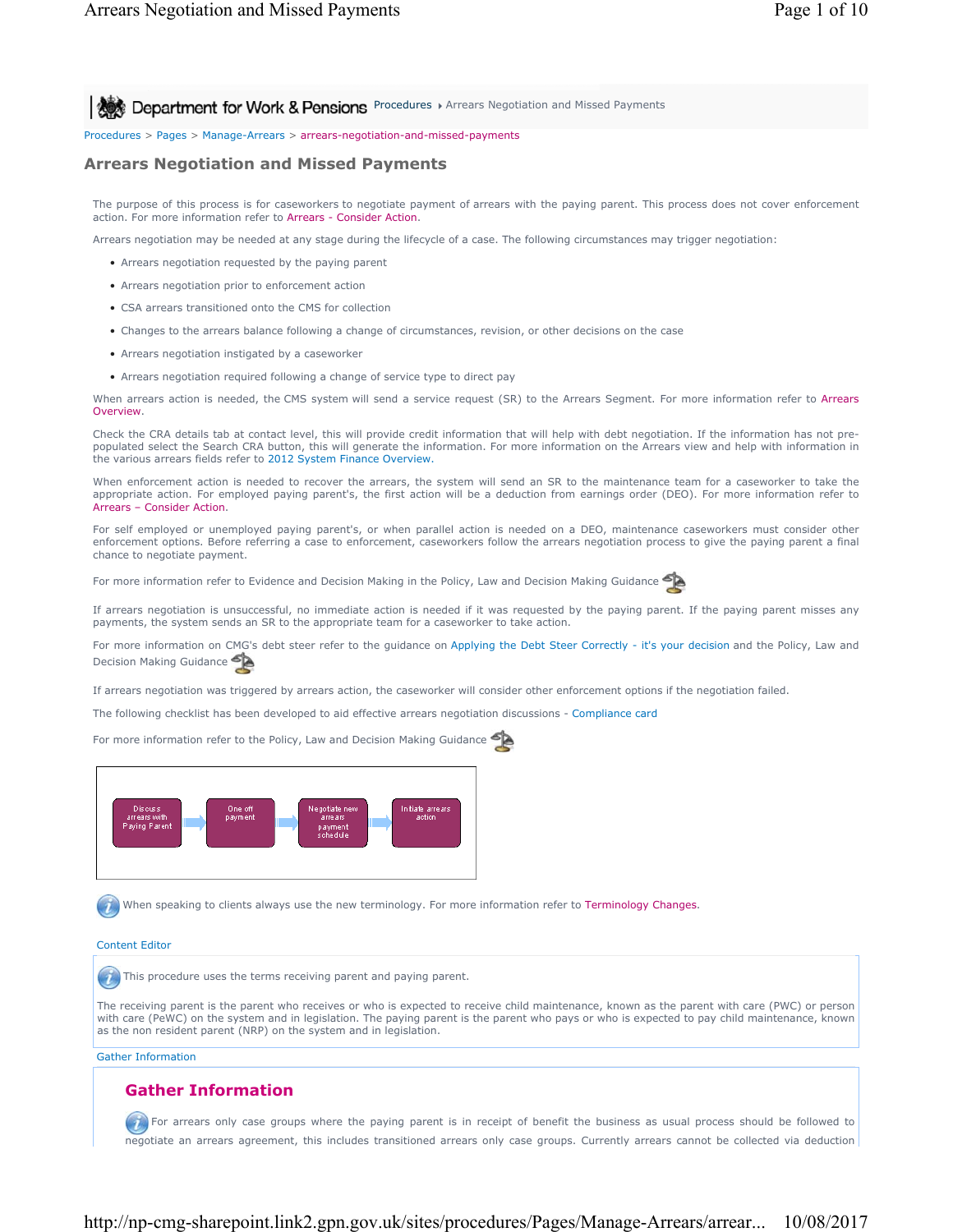Department for Work & Pensions Procedures ▸ Arrears Negotiation and Missed Payments

Procedures > Pages > Manage-Arrears > arrears-negotiation-and-missed-payments

# Arrears Negotiation and Missed Payments

The purpose of this process is for caseworkers to negotiate payment of arrears with the paying parent. This process does not cover enforcement action. For more information refer to Arrears - Consider Action.

Arrears negotiation may be needed at any stage during the lifecycle of a case. The following circumstances may trigger negotiation:

- Arrears negotiation requested by the paying parent
- Arrears negotiation prior to enforcement action
- CSA arrears transitioned onto the CMS for collection
- Changes to the arrears balance following a change of circumstances, revision, or other decisions on the case
- Arrears negotiation instigated by a caseworker
- Arrears negotiation required following a change of service type to direct pay

When arrears action is needed, the CMS system will send a service request (SR) to the Arrears Segment. For more information refer to Arrears Overview.

Check the CRA details tab at contact level, this will provide credit information that will help with debt negotiation. If the information has not pre-populated select the Search CRA button, this will generate the information. For more information on the Arrears view and help with information in the various arrears fields refer to 2012 System Finance Overview.

When enforcement action is needed to recover the arrears, the system will send an SR to the maintenance team for a caseworker to take the appropriate action. For employed paying parent's, the first action will be a deduction from earnings order (DEO). For more information refer to Arrears – Consider Action.

For self employed or unemployed paying parent's, or when parallel action is needed on a DEO, maintenance caseworkers must consider other enforcement options. Before referring a case to enforcement, caseworkers follow the arrears negotiation process to give the paying parent a final chance to negotiate payment.

For more information refer to Evidence and Decision Making in the Policy, Law and Decision Making Guidance

If arrears negotiation is unsuccessful, no immediate action is needed if it was requested by the paying parent. If the paying parent misses any payments, the system sends an SR to the appropriate team for a caseworker to take action.

For more information on CMG's debt steer refer to the guidance on Applying the Debt Steer Correctly - it's your decision and the Policy, Law and Decision Making Guidance

If arrears negotiation was triggered by arrears action, the caseworker will consider other enforcement options if the negotiation failed.

The following checklist has been developed to aid effective arrears negotiation discussions - Compliance card

For more information refer to the Policy, Law and Decision Making Guidance

Discuss arrears with Paying Parent → One off payment → Negotiate new arrears payment schedule → Initiate arrears action

When speaking to clients always use the new terminology. For more information refer to Terminology Changes.

Content Editor

This procedure uses the terms receiving parent and paying parent.

The receiving parent is the parent who receives or who is expected to receive child maintenance, known as the parent with care (PWC) or person with care (PeWC) on the system and in legislation. The paying parent is the parent who pays or who is expected to pay child maintenance, known as the non resident parent (NRP) on the system and in legislation.

Gather Information

## Gather Information

For arrears only case groups where the paying parent is in receipt of benefit the business as usual process should be followed to negotiate an arrears agreement, this includes transitioned arrears only case groups. Currently arrears cannot be collected via deduction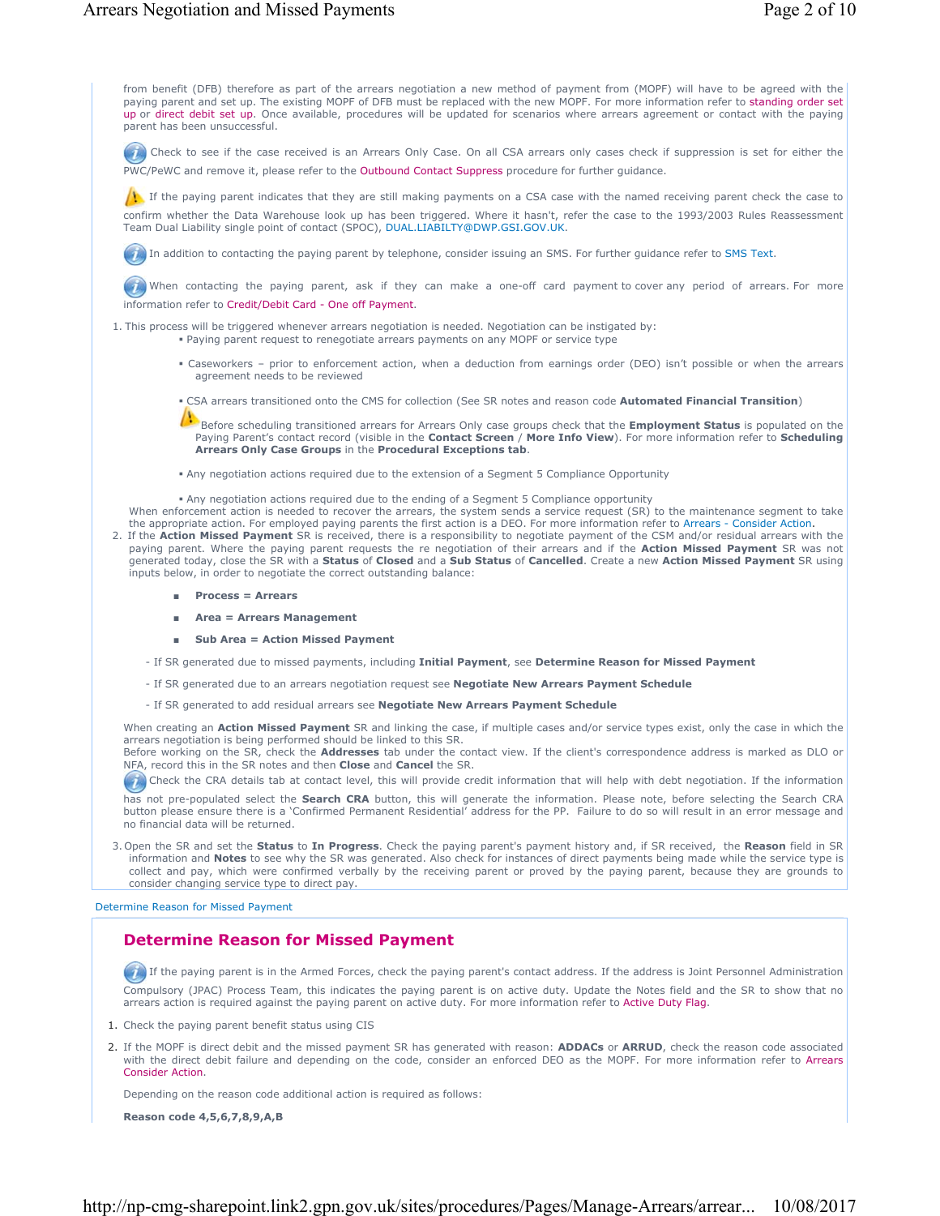from benefit (DFB) therefore as part of the arrears negotiation a new method of payment from (MOPF) will have to be agreed with the paying parent and set up. The existing MOPF of DFB must be replaced with the new MOPF. For more information refer to standing order set up or direct debit set up. Once available, procedures will be updated for scenarios where arrears agreement or contact with the paying parent has been unsuccessful.

Check to see if the case received is an Arrears Only Case. On all CSA arrears only cases check if suppression is set for either the PWC/PeWC and remove it, please refer to the Outbound Contact Suppress procedure for further guidance.

If the paying parent indicates that they are still making payments on a CSA case with the named receiving parent check the case to confirm whether the Data Warehouse look up has been triggered. Where it hasn't, refer the case to the 1993/2003 Rules Reassessment Team Dual Liability single point of contact (SPOC), DUAL.LIABILTY@DWP.GSI.GOV.UK.

In addition to contacting the paying parent by telephone, consider issuing an SMS. For further guidance refer to SMS Text.

When contacting the paying parent, ask if they can make a one-off card payment to cover any period of arrears. For more information refer to Credit/Debit Card - One off Payment.

1. This process will be triggered whenever arrears negotiation is needed. Negotiation can be instigated by:
   - Paying parent request to renegotiate arrears payments on any MOPF or service type
   - Caseworkers – prior to enforcement action, when a deduction from earnings order (DEO) isn't possible or when the arrears agreement needs to be reviewed
   - CSA arrears transitioned onto the CMS for collection (See SR notes and reason code **Automated Financial Transition**)

     Before scheduling transitioned arrears for Arrears Only case groups check that the **Employment Status** is populated on the Paying Parent's contact record (visible in the **Contact Screen** / **More Info View**). For more information refer to **Scheduling Arrears Only Case Groups** in the **Procedural Exceptions tab**.
   - Any negotiation actions required due to the extension of a Segment 5 Compliance Opportunity
   - Any negotiation actions required due to the ending of a Segment 5 Compliance opportunity

   When enforcement action is needed to recover the arrears, the system sends a service request (SR) to the maintenance segment to take the appropriate action. For employed paying parents the first action is a DEO. For more information refer to Arrears - Consider Action.
2. If the **Action Missed Payment** SR is received, there is a responsibility to negotiate payment of the CSM and/or residual arrears with the paying parent. Where the paying parent requests the re negotiation of their arrears and if the **Action Missed Payment** SR was not generated today, close the SR with a **Status** of **Closed** and a **Sub Status** of **Cancelled**. Create a new **Action Missed Payment** SR using inputs below, in order to negotiate the correct outstanding balance:
   - **Process = Arrears**
   - **Area = Arrears Management**
   - **Sub Area = Action Missed Payment**

   - If SR generated due to missed payments, including **Initial Payment**, see **Determine Reason for Missed Payment**
   - If SR generated due to an arrears negotiation request see **Negotiate New Arrears Payment Schedule**
   - If SR generated to add residual arrears see **Negotiate New Arrears Payment Schedule**

   When creating an **Action Missed Payment** SR and linking the case, if multiple cases and/or service types exist, only the case in which the arrears negotiation is being performed should be linked to this SR.
   Before working on the SR, check the **Addresses** tab under the contact view. If the client's correspondence address is marked as DLO or NFA, record this in the SR notes and then **Close** and **Cancel** the SR.

   Check the CRA details tab at contact level, this will provide credit information that will help with debt negotiation. If the information has not pre-populated select the **Search CRA** button, this will generate the information. Please note, before selecting the Search CRA button please ensure there is a 'Confirmed Permanent Residential' address for the PP. Failure to do so will result in an error message and no financial data will be returned.
3. Open the SR and set the **Status** to **In Progress**. Check the paying parent's payment history and, if SR received, the **Reason** field in SR information and **Notes** to see why the SR was generated. Also check for instances of direct payments being made while the service type is collect and pay, which were confirmed verbally by the receiving parent or proved by the paying parent, because they are grounds to consider changing service type to direct pay.

Determine Reason for Missed Payment

## Determine Reason for Missed Payment

If the paying parent is in the Armed Forces, check the paying parent's contact address. If the address is Joint Personnel Administration Compulsory (JPAC) Process Team, this indicates the paying parent is on active duty. Update the Notes field and the SR to show that no arrears action is required against the paying parent on active duty. For more information refer to Active Duty Flag.

1. Check the paying parent benefit status using CIS
2. If the MOPF is direct debit and the missed payment SR has generated with reason: **ADDACs** or **ARRUD**, check the reason code associated with the direct debit failure and depending on the code, consider an enforced DEO as the MOPF. For more information refer to Arrears Consider Action.

   Depending on the reason code additional action is required as follows:

   **Reason code 4,5,6,7,8,9,A,B**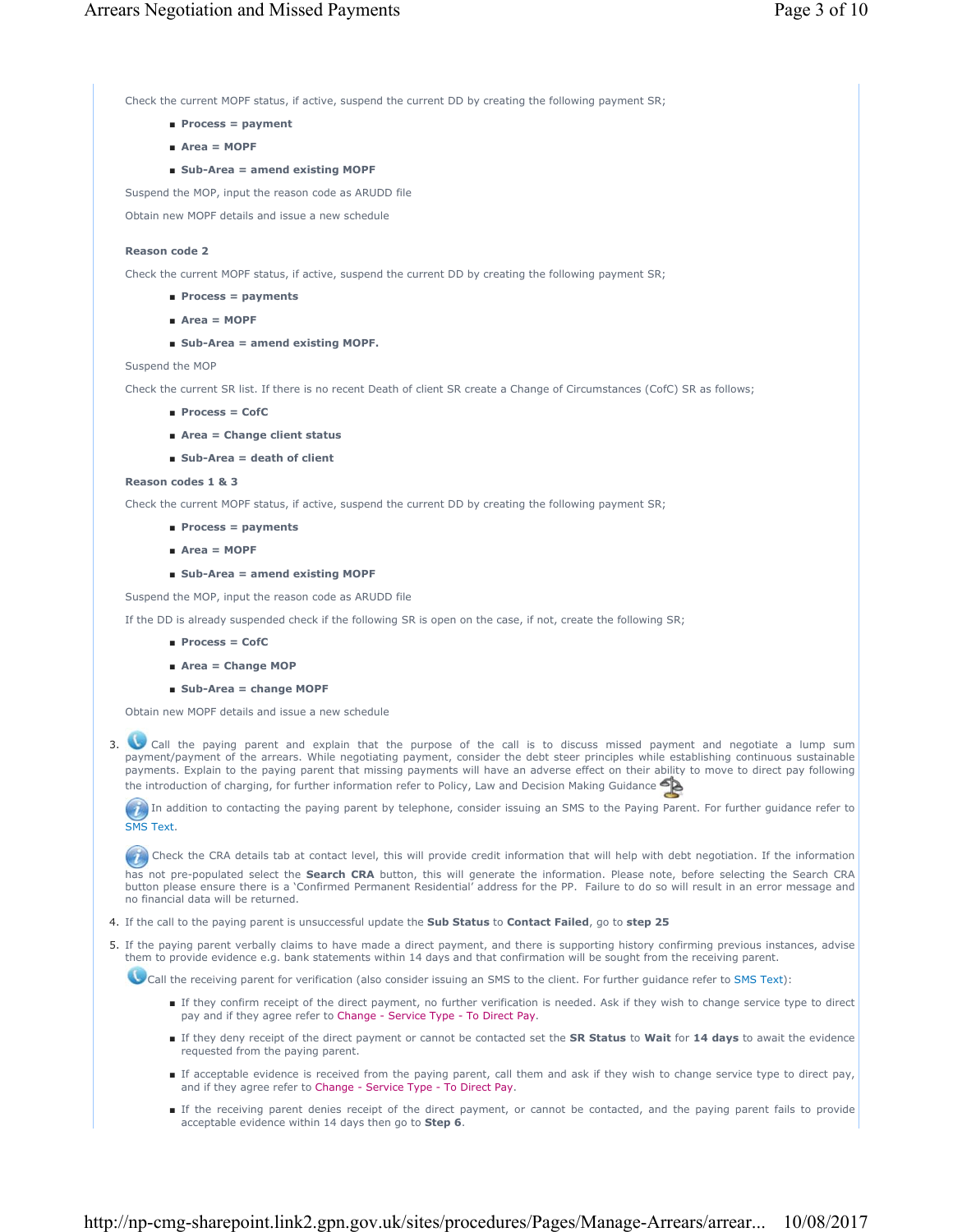Check the current MOPF status, if active, suspend the current DD by creating the following payment SR;

- **Process = payment**
- **Area = MOPF**
- **Sub-Area = amend existing MOPF**

Suspend the MOP, input the reason code as ARUDD file

Obtain new MOPF details and issue a new schedule

**Reason code 2**

Check the current MOPF status, if active, suspend the current DD by creating the following payment SR;

- **Process = payments**
- **Area = MOPF**
- **Sub-Area = amend existing MOPF.**

Suspend the MOP

Check the current SR list. If there is no recent Death of client SR create a Change of Circumstances (CofC) SR as follows;

- **Process = CofC**
- **Area = Change client status**
- **Sub-Area = death of client**

**Reason codes 1 & 3**

Check the current MOPF status, if active, suspend the current DD by creating the following payment SR;

- **Process = payments**
- **Area = MOPF**
- **Sub-Area = amend existing MOPF**

Suspend the MOP, input the reason code as ARUDD file

If the DD is already suspended check if the following SR is open on the case, if not, create the following SR;

- **Process = CofC**
- **Area = Change MOP**
- **Sub-Area = change MOPF**

Obtain new MOPF details and issue a new schedule

3. Call the paying parent and explain that the purpose of the call is to discuss missed payment and negotiate a lump sum payment/payment of the arrears. While negotiating payment, consider the debt steer principles while establishing continuous sustainable payments. Explain to the paying parent that missing payments will have an adverse effect on their ability to move to direct pay following the introduction of charging, for further information refer to Policy, Law and Decision Making Guidance

   In addition to contacting the paying parent by telephone, consider issuing an SMS to the Paying Parent. For further guidance refer to SMS Text.

   Check the CRA details tab at contact level, this will provide credit information that will help with debt negotiation. If the information has not pre-populated select the **Search CRA** button, this will generate the information. Please note, before selecting the Search CRA button please ensure there is a 'Confirmed Permanent Residential' address for the PP. Failure to do so will result in an error message and no financial data will be returned.

4. If the call to the paying parent is unsuccessful update the **Sub Status** to **Contact Failed**, go to **step 25**

5. If the paying parent verbally claims to have made a direct payment, and there is supporting history confirming previous instances, advise them to provide evidence e.g. bank statements within 14 days and that confirmation will be sought from the receiving parent.

   Call the receiving parent for verification (also consider issuing an SMS to the client. For further guidance refer to SMS Text):

   - If they confirm receipt of the direct payment, no further verification is needed. Ask if they wish to change service type to direct pay and if they agree refer to Change - Service Type - To Direct Pay.
   - If they deny receipt of the direct payment or cannot be contacted set the **SR Status** to **Wait** for **14 days** to await the evidence requested from the paying parent.
   - If acceptable evidence is received from the paying parent, call them and ask if they wish to change service type to direct pay, and if they agree refer to Change - Service Type - To Direct Pay.
   - If the receiving parent denies receipt of the direct payment, or cannot be contacted, and the paying parent fails to provide acceptable evidence within 14 days then go to **Step 6**.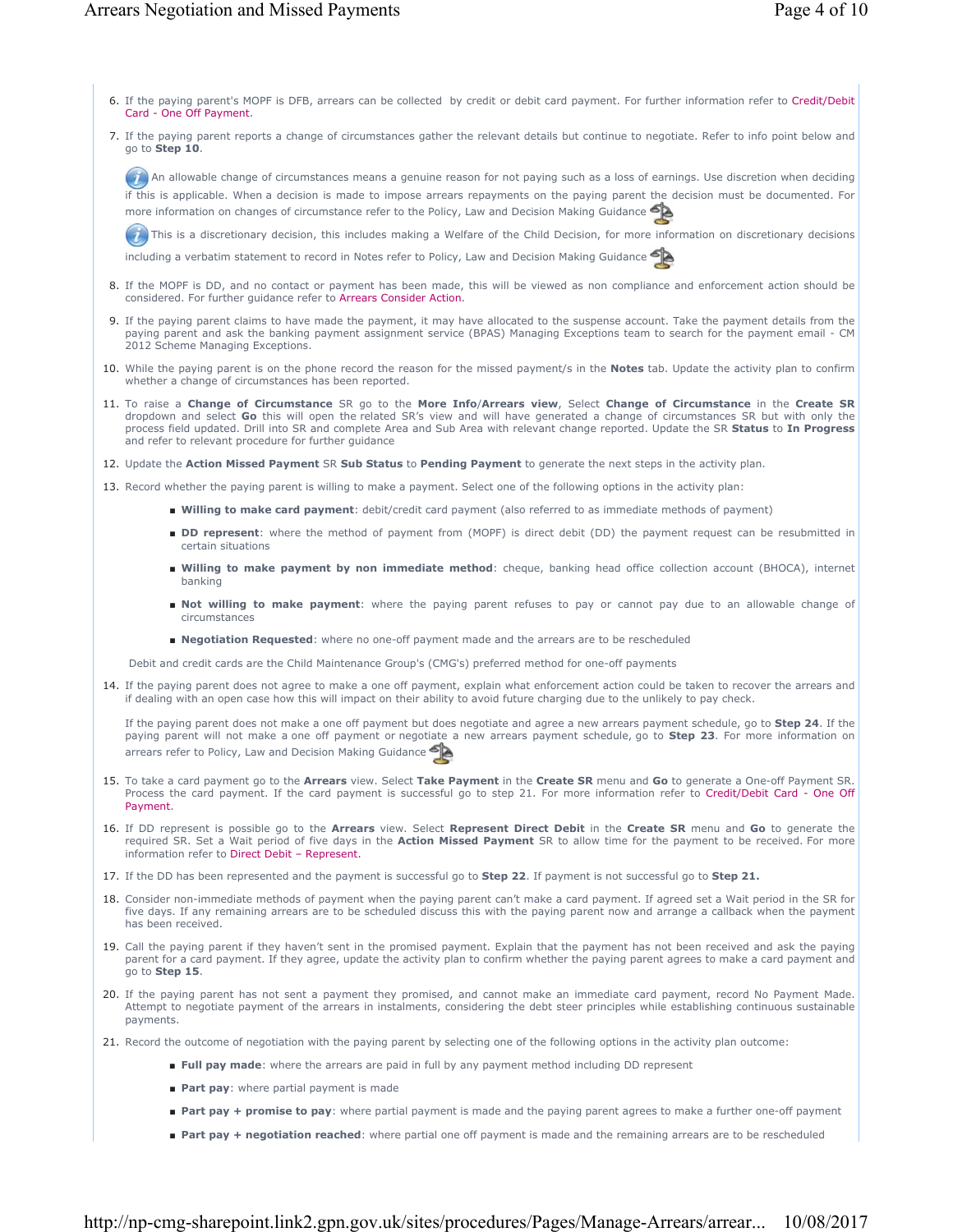6. If the paying parent's MOPF is DFB, arrears can be collected by credit or debit card payment. For further information refer to Credit/Debit Card - One Off Payment.
7. If the paying parent reports a change of circumstances gather the relevant details but continue to negotiate. Refer to info point below and go to **Step 10**.

   An allowable change of circumstances means a genuine reason for not paying such as a loss of earnings. Use discretion when deciding if this is applicable. When a decision is made to impose arrears repayments on the paying parent the decision must be documented. For more information on changes of circumstance refer to the Policy, Law and Decision Making Guidance

   This is a discretionary decision, this includes making a Welfare of the Child Decision, for more information on discretionary decisions including a verbatim statement to record in Notes refer to Policy, Law and Decision Making Guidance

8. If the MOPF is DD, and no contact or payment has been made, this will be viewed as non compliance and enforcement action should be considered. For further guidance refer to Arrears Consider Action.
9. If the paying parent claims to have made the payment, it may have allocated to the suspense account. Take the payment details from the paying parent and ask the banking payment assignment service (BPAS) Managing Exceptions team to search for the payment email - CM 2012 Scheme Managing Exceptions.
10. While the paying parent is on the phone record the reason for the missed payment/s in the **Notes** tab. Update the activity plan to confirm whether a change of circumstances has been reported.
11. To raise a **Change of Circumstance** SR go to the **More Info**/**Arrears view**, Select **Change of Circumstance** in the **Create SR** dropdown and select **Go** this will open the related SR's view and will have generated a change of circumstances SR but with only the process field updated. Drill into SR and complete Area and Sub Area with relevant change reported. Update the SR **Status** to **In Progress** and refer to relevant procedure for further guidance
12. Update the **Action Missed Payment** SR **Sub Status** to **Pending Payment** to generate the next steps in the activity plan.
13. Record whether the paying parent is willing to make a payment. Select one of the following options in the activity plan:
    - **Willing to make card payment**: debit/credit card payment (also referred to as immediate methods of payment)
    - **DD represent**: where the method of payment from (MOPF) is direct debit (DD) the payment request can be resubmitted in certain situations
    - **Willing to make payment by non immediate method**: cheque, banking head office collection account (BHOCA), internet banking
    - **Not willing to make payment**: where the paying parent refuses to pay or cannot pay due to an allowable change of circumstances
    - **Negotiation Requested**: where no one-off payment made and the arrears are to be rescheduled

    Debit and credit cards are the Child Maintenance Group's (CMG's) preferred method for one-off payments

14. If the paying parent does not agree to make a one off payment, explain what enforcement action could be taken to recover the arrears and if dealing with an open case how this will impact on their ability to avoid future charging due to the unlikely to pay check.

    If the paying parent does not make a one off payment but does negotiate and agree a new arrears payment schedule, go to **Step 24**. If the paying parent will not make a one off payment or negotiate a new arrears payment schedule, go to **Step 23**. For more information on arrears refer to Policy, Law and Decision Making Guidance

15. To take a card payment go to the **Arrears** view. Select **Take Payment** in the **Create SR** menu and **Go** to generate a One-off Payment SR. Process the card payment. If the card payment is successful go to step 21. For more information refer to Credit/Debit Card - One Off Payment.
16. If DD represent is possible go to the **Arrears** view. Select **Represent Direct Debit** in the **Create SR** menu and **Go** to generate the required SR. Set a Wait period of five days in the **Action Missed Payment** SR to allow time for the payment to be received. For more information refer to Direct Debit – Represent.
17. If the DD has been represented and the payment is successful go to **Step 22**. If payment is not successful go to **Step 21.**
18. Consider non-immediate methods of payment when the paying parent can't make a card payment. If agreed set a Wait period in the SR for five days. If any remaining arrears are to be scheduled discuss this with the paying parent now and arrange a callback when the payment has been received.
19. Call the paying parent if they haven't sent in the promised payment. Explain that the payment has not been received and ask the paying parent for a card payment. If they agree, update the activity plan to confirm whether the paying parent agrees to make a card payment and go to **Step 15**.
20. If the paying parent has not sent a payment they promised, and cannot make an immediate card payment, record No Payment Made. Attempt to negotiate payment of the arrears in instalments, considering the debt steer principles while establishing continuous sustainable payments.
21. Record the outcome of negotiation with the paying parent by selecting one of the following options in the activity plan outcome:
    - **Full pay made**: where the arrears are paid in full by any payment method including DD represent
    - **Part pay**: where partial payment is made
    - **Part pay + promise to pay**: where partial payment is made and the paying parent agrees to make a further one-off payment
    - **Part pay + negotiation reached**: where partial one off payment is made and the remaining arrears are to be rescheduled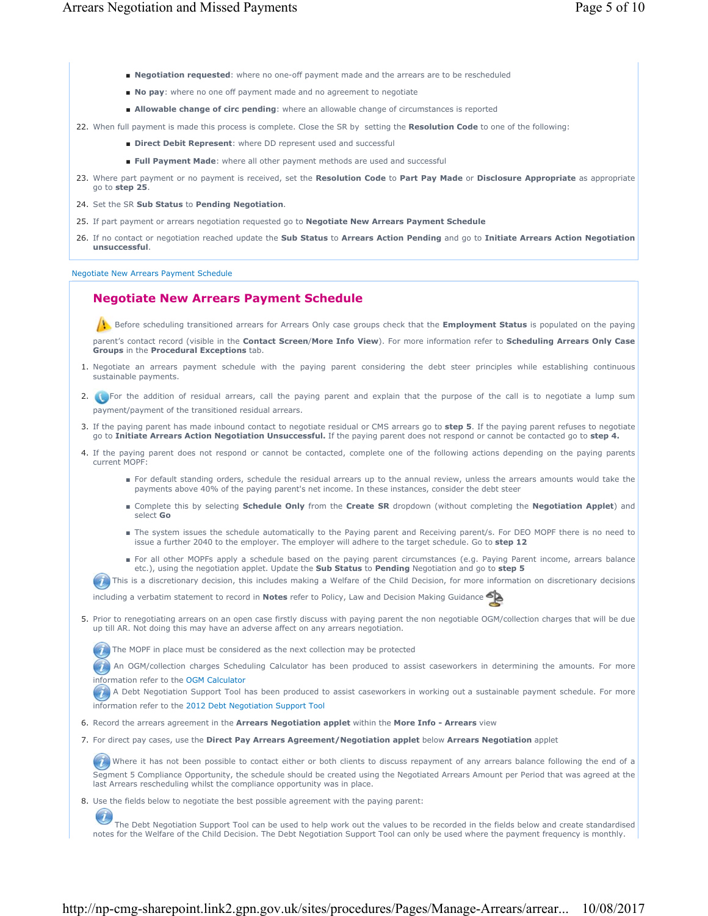- **Negotiation requested**: where no one-off payment made and the arrears are to be rescheduled
- **No pay**: where no one off payment made and no agreement to negotiate
- **Allowable change of circ pending**: where an allowable change of circumstances is reported

22. When full payment is made this process is complete. Close the SR by setting the **Resolution Code** to one of the following:
    - **Direct Debit Represent**: where DD represent used and successful
    - **Full Payment Made**: where all other payment methods are used and successful
23. Where part payment or no payment is received, set the **Resolution Code** to **Part Pay Made** or **Disclosure Appropriate** as appropriate go to **step 25**.
24. Set the SR **Sub Status** to **Pending Negotiation**.
25. If part payment or arrears negotiation requested go to **Negotiate New Arrears Payment Schedule**
26. If no contact or negotiation reached update the **Sub Status** to **Arrears Action Pending** and go to **Initiate Arrears Action Negotiation unsuccessful**.

Negotiate New Arrears Payment Schedule

## Negotiate New Arrears Payment Schedule

Before scheduling transitioned arrears for Arrears Only case groups check that the **Employment Status** is populated on the paying parent's contact record (visible in the **Contact Screen**/**More Info View**). For more information refer to **Scheduling Arrears Only Case Groups** in the **Procedural Exceptions** tab.

1. Negotiate an arrears payment schedule with the paying parent considering the debt steer principles while establishing continuous sustainable payments.
2. For the addition of residual arrears, call the paying parent and explain that the purpose of the call is to negotiate a lump sum payment/payment of the transitioned residual arrears.
3. If the paying parent has made inbound contact to negotiate residual or CMS arrears go to **step 5**. If the paying parent refuses to negotiate go to **Initiate Arrears Action Negotiation Unsuccessful.** If the paying parent does not respond or cannot be contacted go to **step 4.**
4. If the paying parent does not respond or cannot be contacted, complete one of the following actions depending on the paying parents current MOPF:
   - For default standing orders, schedule the residual arrears up to the annual review, unless the arrears amounts would take the payments above 40% of the paying parent's net income. In these instances, consider the debt steer
   - Complete this by selecting **Schedule Only** from the **Create SR** dropdown (without completing the **Negotiation Applet**) and select **Go**
   - The system issues the schedule automatically to the Paying parent and Receiving parent/s. For DEO MOPF there is no need to issue a further 2040 to the employer. The employer will adhere to the target schedule. Go to **step 12**
   - For all other MOPFs apply a schedule based on the paying parent circumstances (e.g. Paying Parent income, arrears balance etc.), using the negotiation applet. Update the **Sub Status** to **Pending** Negotiation and go to **step 5**

   This is a discretionary decision, this includes making a Welfare of the Child Decision, for more information on discretionary decisions including a verbatim statement to record in **Notes** refer to Policy, Law and Decision Making Guidance

5. Prior to renegotiating arrears on an open case firstly discuss with paying parent the non negotiable OGM/collection charges that will be due up till AR. Not doing this may have an adverse affect on any arrears negotiation.

   The MOPF in place must be considered as the next collection may be protected

   An OGM/collection charges Scheduling Calculator has been produced to assist caseworkers in determining the amounts. For more information refer to the OGM Calculator

   A Debt Negotiation Support Tool has been produced to assist caseworkers in working out a sustainable payment schedule. For more information refer to the 2012 Debt Negotiation Support Tool

6. Record the arrears agreement in the **Arrears Negotiation applet** within the **More Info - Arrears** view
7. For direct pay cases, use the **Direct Pay Arrears Agreement/Negotiation applet** below **Arrears Negotiation** applet

   Where it has not been possible to contact either or both clients to discuss repayment of any arrears balance following the end of a Segment 5 Compliance Opportunity, the schedule should be created using the Negotiated Arrears Amount per Period that was agreed at the last Arrears rescheduling whilst the compliance opportunity was in place.

8. Use the fields below to negotiate the best possible agreement with the paying parent:

   The Debt Negotiation Support Tool can be used to help work out the values to be recorded in the fields below and create standardised notes for the Welfare of the Child Decision. The Debt Negotiation Support Tool can only be used where the payment frequency is monthly.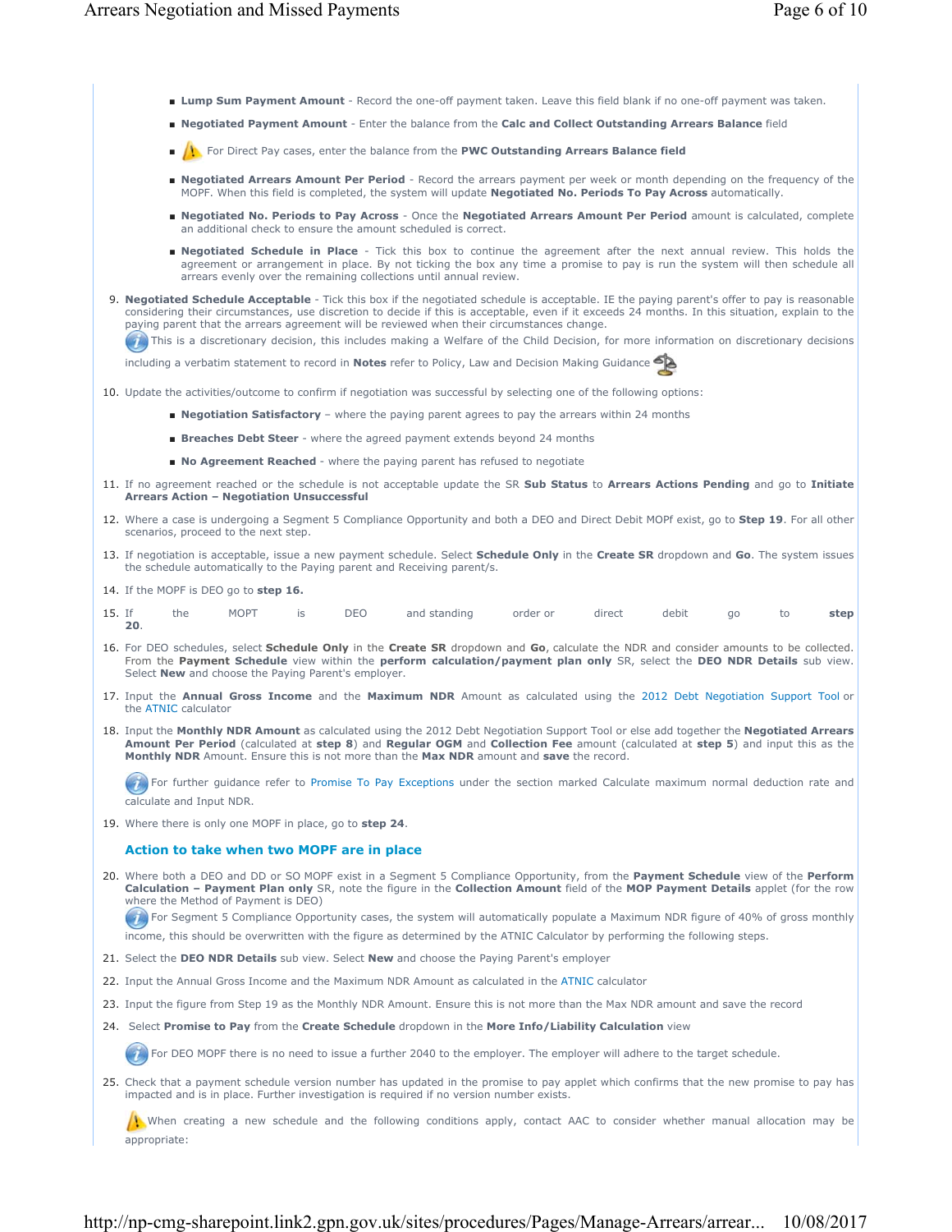- **Lump Sum Payment Amount** - Record the one-off payment taken. Leave this field blank if no one-off payment was taken.
- **Negotiated Payment Amount** - Enter the balance from the **Calc and Collect Outstanding Arrears Balance** field
- For Direct Pay cases, enter the balance from the **PWC Outstanding Arrears Balance field**
- **Negotiated Arrears Amount Per Period** - Record the arrears payment per week or month depending on the frequency of the MOPF. When this field is completed, the system will update **Negotiated No. Periods To Pay Across** automatically.
- **Negotiated No. Periods to Pay Across** - Once the **Negotiated Arrears Amount Per Period** amount is calculated, complete an additional check to ensure the amount scheduled is correct.
- **Negotiated Schedule in Place** - Tick this box to continue the agreement after the next annual review. This holds the agreement or arrangement in place. By not ticking the box any time a promise to pay is run the system will then schedule all arrears evenly over the remaining collections until annual review.

9. **Negotiated Schedule Acceptable** - Tick this box if the negotiated schedule is acceptable. IE the paying parent's offer to pay is reasonable considering their circumstances, use discretion to decide if this is acceptable, even if it exceeds 24 months. In this situation, explain to the paying parent that the arrears agreement will be reviewed when their circumstances change.

   This is a discretionary decision, this includes making a Welfare of the Child Decision, for more information on discretionary decisions including a verbatim statement to record in **Notes** refer to Policy, Law and Decision Making Guidance

10. Update the activities/outcome to confirm if negotiation was successful by selecting one of the following options:
    - **Negotiation Satisfactory** – where the paying parent agrees to pay the arrears within 24 months
    - **Breaches Debt Steer** - where the agreed payment extends beyond 24 months
    - **No Agreement Reached** - where the paying parent has refused to negotiate
11. If no agreement reached or the schedule is not acceptable update the SR **Sub Status** to **Arrears Actions Pending** and go to **Initiate Arrears Action – Negotiation Unsuccessful**
12. Where a case is undergoing a Segment 5 Compliance Opportunity and both a DEO and Direct Debit MOPf exist, go to **Step 19**. For all other scenarios, proceed to the next step.
13. If negotiation is acceptable, issue a new payment schedule. Select **Schedule Only** in the **Create SR** dropdown and **Go**. The system issues the schedule automatically to the Paying parent and Receiving parent/s.
14. If the MOPF is DEO go to **step 16.**
15. If the MOPT is DEO and standing order or direct debit go to **step 20**.
16. For DEO schedules, select **Schedule Only** in the **Create SR** dropdown and **Go**, calculate the NDR and consider amounts to be collected. From the **Payment Schedule** view within the **perform calculation/payment plan only** SR, select the **DEO NDR Details** sub view. Select **New** and choose the Paying Parent's employer.
17. Input the **Annual Gross Income** and the **Maximum NDR** Amount as calculated using the 2012 Debt Negotiation Support Tool or the ATNIC calculator
18. Input the **Monthly NDR Amount** as calculated using the 2012 Debt Negotiation Support Tool or else add together the **Negotiated Arrears Amount Per Period** (calculated at **step 8**) and **Regular OGM** and **Collection Fee** amount (calculated at **step 5**) and input this as the **Monthly NDR** Amount. Ensure this is not more than the **Max NDR** amount and **save** the record.

    For further guidance refer to Promise To Pay Exceptions under the section marked Calculate maximum normal deduction rate and calculate and Input NDR.

19. Where there is only one MOPF in place, go to **step 24**.

### Action to take when two MOPF are in place

20. Where both a DEO and DD or SO MOPF exist in a Segment 5 Compliance Opportunity, from the **Payment Schedule** view of the **Perform Calculation – Payment Plan only** SR, note the figure in the **Collection Amount** field of the **MOP Payment Details** applet (for the row where the Method of Payment is DEO)

    For Segment 5 Compliance Opportunity cases, the system will automatically populate a Maximum NDR figure of 40% of gross monthly income, this should be overwritten with the figure as determined by the ATNIC Calculator by performing the following steps.

21. Select the **DEO NDR Details** sub view. Select **New** and choose the Paying Parent's employer
22. Input the Annual Gross Income and the Maximum NDR Amount as calculated in the ATNIC calculator
23. Input the figure from Step 19 as the Monthly NDR Amount. Ensure this is not more than the Max NDR amount and save the record
24. Select **Promise to Pay** from the **Create Schedule** dropdown in the **More Info/Liability Calculation** view

    For DEO MOPF there is no need to issue a further 2040 to the employer. The employer will adhere to the target schedule.

25. Check that a payment schedule version number has updated in the promise to pay applet which confirms that the new promise to pay has impacted and is in place. Further investigation is required if no version number exists.

    When creating a new schedule and the following conditions apply, contact AAC to consider whether manual allocation may be appropriate: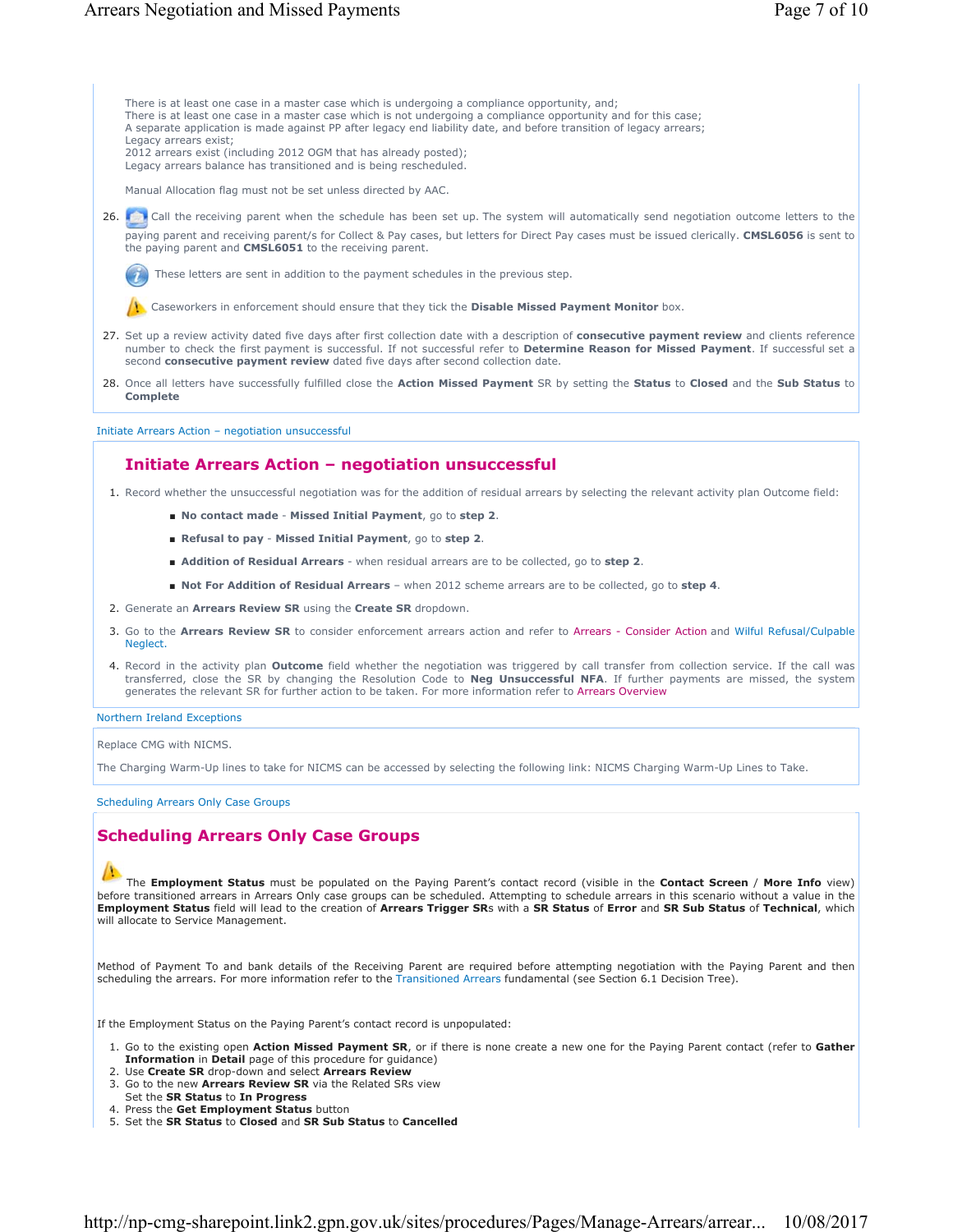There is at least one case in a master case which is undergoing a compliance opportunity, and;
There is at least one case in a master case which is not undergoing a compliance opportunity and for this case;
A separate application is made against PP after legacy end liability date, and before transition of legacy arrears;
Legacy arrears exist;
2012 arrears exist (including 2012 OGM that has already posted);
Legacy arrears balance has transitioned and is being rescheduled.

Manual Allocation flag must not be set unless directed by AAC.

26. Call the receiving parent when the schedule has been set up. The system will automatically send negotiation outcome letters to the paying parent and receiving parent/s for Collect & Pay cases, but letters for Direct Pay cases must be issued clerically. **CMSL6056** is sent to the paying parent and **CMSL6051** to the receiving parent.

    These letters are sent in addition to the payment schedules in the previous step.

    Caseworkers in enforcement should ensure that they tick the **Disable Missed Payment Monitor** box.

27. Set up a review activity dated five days after first collection date with a description of **consecutive payment review** and clients reference number to check the first payment is successful. If not successful refer to **Determine Reason for Missed Payment**. If successful set a second **consecutive payment review** dated five days after second collection date.
28. Once all letters have successfully fulfilled close the **Action Missed Payment** SR by setting the **Status** to **Closed** and the **Sub Status** to **Complete**

Initiate Arrears Action – negotiation unsuccessful

## Initiate Arrears Action – negotiation unsuccessful

1. Record whether the unsuccessful negotiation was for the addition of residual arrears by selecting the relevant activity plan Outcome field:
    - **No contact made** - **Missed Initial Payment**, go to **step 2**.
    - **Refusal to pay** - **Missed Initial Payment**, go to **step 2**.
    - **Addition of Residual Arrears** - when residual arrears are to be collected, go to **step 2**.
    - **Not For Addition of Residual Arrears** – when 2012 scheme arrears are to be collected, go to **step 4**.
2. Generate an **Arrears Review SR** using the **Create SR** dropdown.
3. Go to the **Arrears Review SR** to consider enforcement arrears action and refer to Arrears - Consider Action and Wilful Refusal/Culpable Neglect.
4. Record in the activity plan **Outcome** field whether the negotiation was triggered by call transfer from collection service. If the call was transferred, close the SR by changing the Resolution Code to **Neg Unsuccessful NFA**. If further payments are missed, the system generates the relevant SR for further action to be taken. For more information refer to Arrears Overview

Northern Ireland Exceptions

Replace CMG with NICMS.

The Charging Warm-Up lines to take for NICMS can be accessed by selecting the following link: NICMS Charging Warm-Up Lines to Take.

Scheduling Arrears Only Case Groups

## Scheduling Arrears Only Case Groups

The **Employment Status** must be populated on the Paying Parent's contact record (visible in the **Contact Screen** / **More Info** view) before transitioned arrears in Arrears Only case groups can be scheduled. Attempting to schedule arrears in this scenario without a value in the **Employment Status** field will lead to the creation of **Arrears Trigger SR**s with a **SR Status** of **Error** and **SR Sub Status** of **Technical**, which will allocate to Service Management.

Method of Payment To and bank details of the Receiving Parent are required before attempting negotiation with the Paying Parent and then scheduling the arrears. For more information refer to the Transitioned Arrears fundamental (see Section 6.1 Decision Tree).

If the Employment Status on the Paying Parent's contact record is unpopulated:

1. Go to the existing open **Action Missed Payment SR**, or if there is none create a new one for the Paying Parent contact (refer to **Gather Information** in **Detail** page of this procedure for guidance)
2. Use **Create SR** drop-down and select **Arrears Review**
3. Go to the new **Arrears Review SR** via the Related SRs view
   Set the **SR Status** to **In Progress**
4. Press the **Get Employment Status** button
5. Set the **SR Status** to **Closed** and **SR Sub Status** to **Cancelled**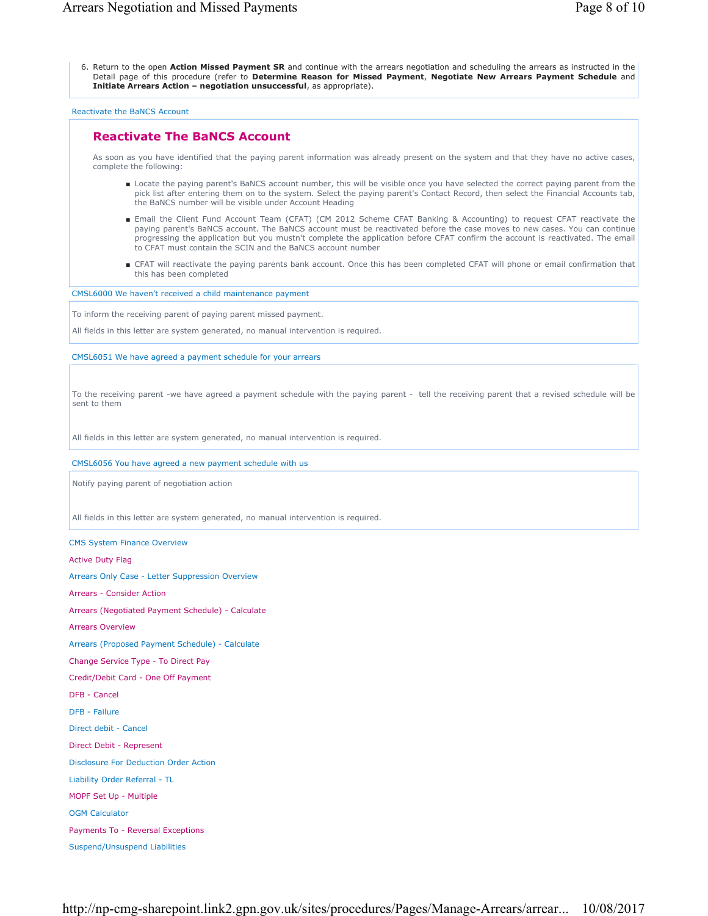6. Return to the open **Action Missed Payment SR** and continue with the arrears negotiation and scheduling the arrears as instructed in the Detail page of this procedure (refer to **Determine Reason for Missed Payment**, **Negotiate New Arrears Payment Schedule** and **Initiate Arrears Action – negotiation unsuccessful**, as appropriate).

Reactivate the BaNCS Account

## Reactivate The BaNCS Account

As soon as you have identified that the paying parent information was already present on the system and that they have no active cases, complete the following:

- Locate the paying parent's BaNCS account number, this will be visible once you have selected the correct paying parent from the pick list after entering them on to the system. Select the paying parent's Contact Record, then select the Financial Accounts tab, the BaNCS number will be visible under Account Heading
- Email the Client Fund Account Team (CFAT) (CM 2012 Scheme CFAT Banking & Accounting) to request CFAT reactivate the paying parent's BaNCS account. The BaNCS account must be reactivated before the case moves to new cases. You can continue progressing the application but you mustn't complete the application before CFAT confirm the account is reactivated. The email to CFAT must contain the SCIN and the BaNCS account number
- CFAT will reactivate the paying parents bank account. Once this has been completed CFAT will phone or email confirmation that this has been completed

CMSL6000 We haven't received a child maintenance payment

To inform the receiving parent of paying parent missed payment.

All fields in this letter are system generated, no manual intervention is required.

CMSL6051 We have agreed a payment schedule for your arrears

To the receiving parent -we have agreed a payment schedule with the paying parent - tell the receiving parent that a revised schedule will be sent to them

All fields in this letter are system generated, no manual intervention is required.

CMSL6056 You have agreed a new payment schedule with us

Notify paying parent of negotiation action

All fields in this letter are system generated, no manual intervention is required.

CMS System Finance Overview

Active Duty Flag

Arrears Only Case - Letter Suppression Overview

Arrears - Consider Action

Arrears (Negotiated Payment Schedule) - Calculate

Arrears Overview

Arrears (Proposed Payment Schedule) - Calculate

Change Service Type - To Direct Pay

Credit/Debit Card - One Off Payment

DFB - Cancel

DFB - Failure

Direct debit - Cancel

Direct Debit - Represent

Disclosure For Deduction Order Action

Liability Order Referral - TL

MOPF Set Up - Multiple

OGM Calculator

Payments To - Reversal Exceptions

Suspend/Unsuspend Liabilities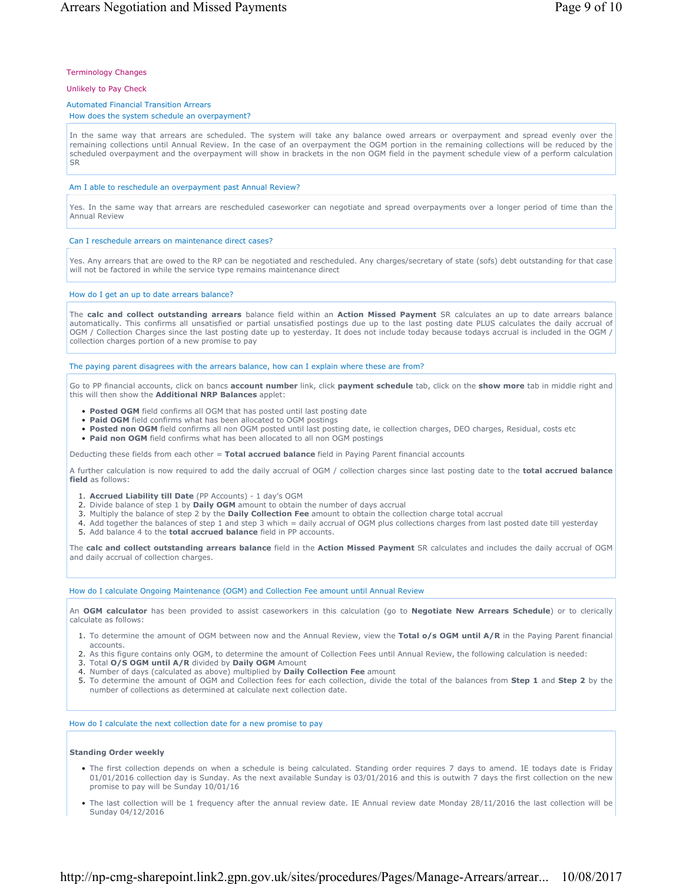Terminology Changes

Unlikely to Pay Check

Automated Financial Transition Arrears

### How does the system schedule an overpayment?

In the same way that arrears are scheduled. The system will take any balance owed arrears or overpayment and spread evenly over the remaining collections until Annual Review. In the case of an overpayment the OGM portion in the remaining collections will be reduced by the scheduled overpayment and the overpayment will show in brackets in the non OGM field in the payment schedule view of a perform calculation SR

### Am I able to reschedule an overpayment past Annual Review?

Yes. In the same way that arrears are rescheduled caseworker can negotiate and spread overpayments over a longer period of time than the Annual Review

### Can I reschedule arrears on maintenance direct cases?

Yes. Any arrears that are owed to the RP can be negotiated and rescheduled. Any charges/secretary of state (sofs) debt outstanding for that case will not be factored in while the service type remains maintenance direct

### How do I get an up to date arrears balance?

The **calc and collect outstanding arrears** balance field within an **Action Missed Payment** SR calculates an up to date arrears balance automatically. This confirms all unsatisfied or partial unsatisfied postings due up to the last posting date PLUS calculates the daily accrual of OGM / Collection Charges since the last posting date up to yesterday. It does not include today because todays accrual is included in the OGM / collection charges portion of a new promise to pay

### The paying parent disagrees with the arrears balance, how can I explain where these are from?

Go to PP financial accounts, click on bancs **account number** link, click **payment schedule** tab, click on the **show more** tab in middle right and this will then show the **Additional NRP Balances** applet:

- **Posted OGM** field confirms all OGM that has posted until last posting date
- **Paid OGM** field confirms what has been allocated to OGM postings
- **Posted non OGM** field confirms all non OGM posted until last posting date, ie collection charges, DEO charges, Residual, costs etc
- **Paid non OGM** field confirms what has been allocated to all non OGM postings

Deducting these fields from each other = **Total accrued balance** field in Paying Parent financial accounts

A further calculation is now required to add the daily accrual of OGM / collection charges since last posting date to the **total accrued balance field** as follows:

1. **Accrued Liability till Date** (PP Accounts) - 1 day's OGM
2. Divide balance of step 1 by **Daily OGM** amount to obtain the number of days accrual
3. Multiply the balance of step 2 by the **Daily Collection Fee** amount to obtain the collection charge total accrual
4. Add together the balances of step 1 and step 3 which = daily accrual of OGM plus collections charges from last posted date till yesterday
5. Add balance 4 to the **total accrued balance** field in PP accounts.

The **calc and collect outstanding arrears balance** field in the **Action Missed Payment** SR calculates and includes the daily accrual of OGM and daily accrual of collection charges.

### How do I calculate Ongoing Maintenance (OGM) and Collection Fee amount until Annual Review

An **OGM calculator** has been provided to assist caseworkers in this calculation (go to **Negotiate New Arrears Schedule**) or to clerically calculate as follows:

1. To determine the amount of OGM between now and the Annual Review, view the **Total o/s OGM until A/R** in the Paying Parent financial accounts.
2. As this figure contains only OGM, to determine the amount of Collection Fees until Annual Review, the following calculation is needed:
3. Total **O/S OGM until A/R** divided by **Daily OGM** Amount
4. Number of days (calculated as above) multiplied by **Daily Collection Fee** amount
5. To determine the amount of OGM and Collection fees for each collection, divide the total of the balances from **Step 1** and **Step 2** by the number of collections as determined at calculate next collection date.

### How do I calculate the next collection date for a new promise to pay

**Standing Order weekly**

- The first collection depends on when a schedule is being calculated. Standing order requires 7 days to amend. IE todays date is Friday 01/01/2016 collection day is Sunday. As the next available Sunday is 03/01/2016 and this is outwith 7 days the first collection on the new promise to pay will be Sunday 10/01/16
- The last collection will be 1 frequency after the annual review date. IE Annual review date Monday 28/11/2016 the last collection will be Sunday 04/12/2016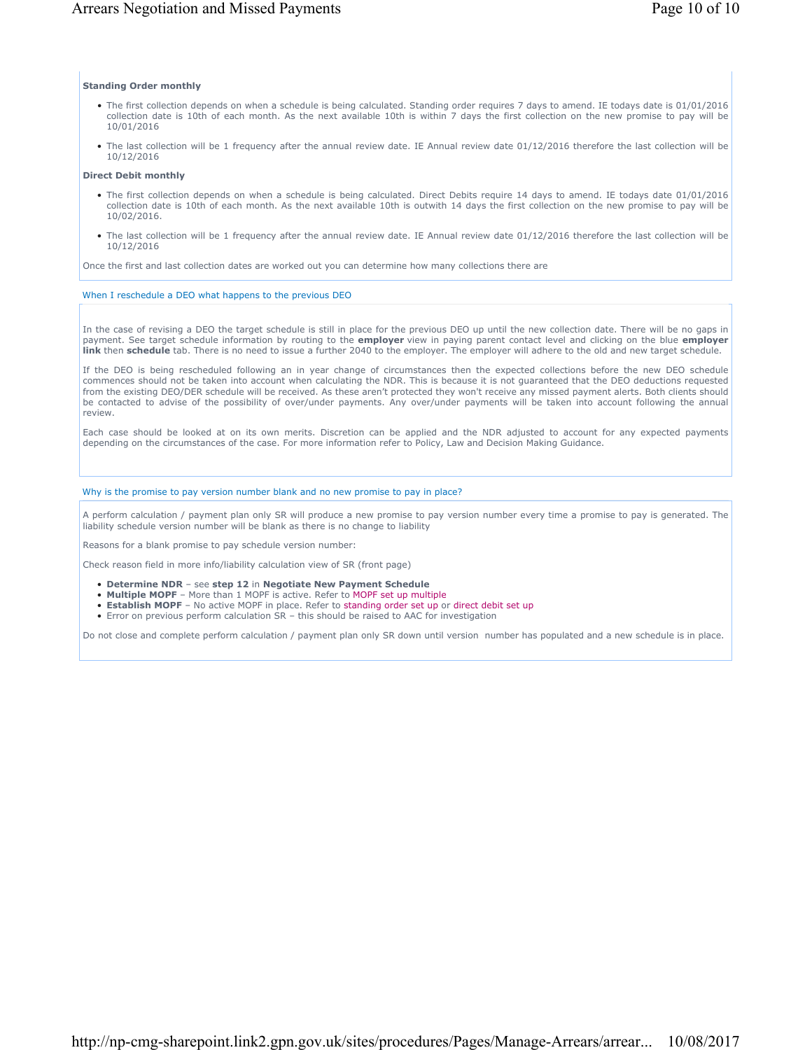**Standing Order monthly**

- The first collection depends on when a schedule is being calculated. Standing order requires 7 days to amend. IE todays date is 01/01/2016 collection date is 10th of each month. As the next available 10th is within 7 days the first collection on the new promise to pay will be 10/01/2016
- The last collection will be 1 frequency after the annual review date. IE Annual review date 01/12/2016 therefore the last collection will be 10/12/2016

**Direct Debit monthly**

- The first collection depends on when a schedule is being calculated. Direct Debits require 14 days to amend. IE todays date 01/01/2016 collection date is 10th of each month. As the next available 10th is outwith 14 days the first collection on the new promise to pay will be 10/02/2016.
- The last collection will be 1 frequency after the annual review date. IE Annual review date 01/12/2016 therefore the last collection will be 10/12/2016

Once the first and last collection dates are worked out you can determine how many collections there are

## When I reschedule a DEO what happens to the previous DEO

In the case of revising a DEO the target schedule is still in place for the previous DEO up until the new collection date. There will be no gaps in payment. See target schedule information by routing to the **employer** view in paying parent contact level and clicking on the blue **employer link** then **schedule** tab. There is no need to issue a further 2040 to the employer. The employer will adhere to the old and new target schedule.

If the DEO is being rescheduled following an in year change of circumstances then the expected collections before the new DEO schedule commences should not be taken into account when calculating the NDR. This is because it is not guaranteed that the DEO deductions requested from the existing DEO/DER schedule will be received. As these aren't protected they won't receive any missed payment alerts. Both clients should be contacted to advise of the possibility of over/under payments. Any over/under payments will be taken into account following the annual review.

Each case should be looked at on its own merits. Discretion can be applied and the NDR adjusted to account for any expected payments depending on the circumstances of the case. For more information refer to Policy, Law and Decision Making Guidance.

## Why is the promise to pay version number blank and no new promise to pay in place?

A perform calculation / payment plan only SR will produce a new promise to pay version number every time a promise to pay is generated. The liability schedule version number will be blank as there is no change to liability

Reasons for a blank promise to pay schedule version number:

Check reason field in more info/liability calculation view of SR (front page)

- **Determine NDR** – see **step 12** in **Negotiate New Payment Schedule**
- **Multiple MOPF** – More than 1 MOPF is active. Refer to MOPF set up multiple
- **Establish MOPF** – No active MOPF in place. Refer to standing order set up or direct debit set up
- Error on previous perform calculation SR – this should be raised to AAC for investigation

Do not close and complete perform calculation / payment plan only SR down until version number has populated and a new schedule is in place.